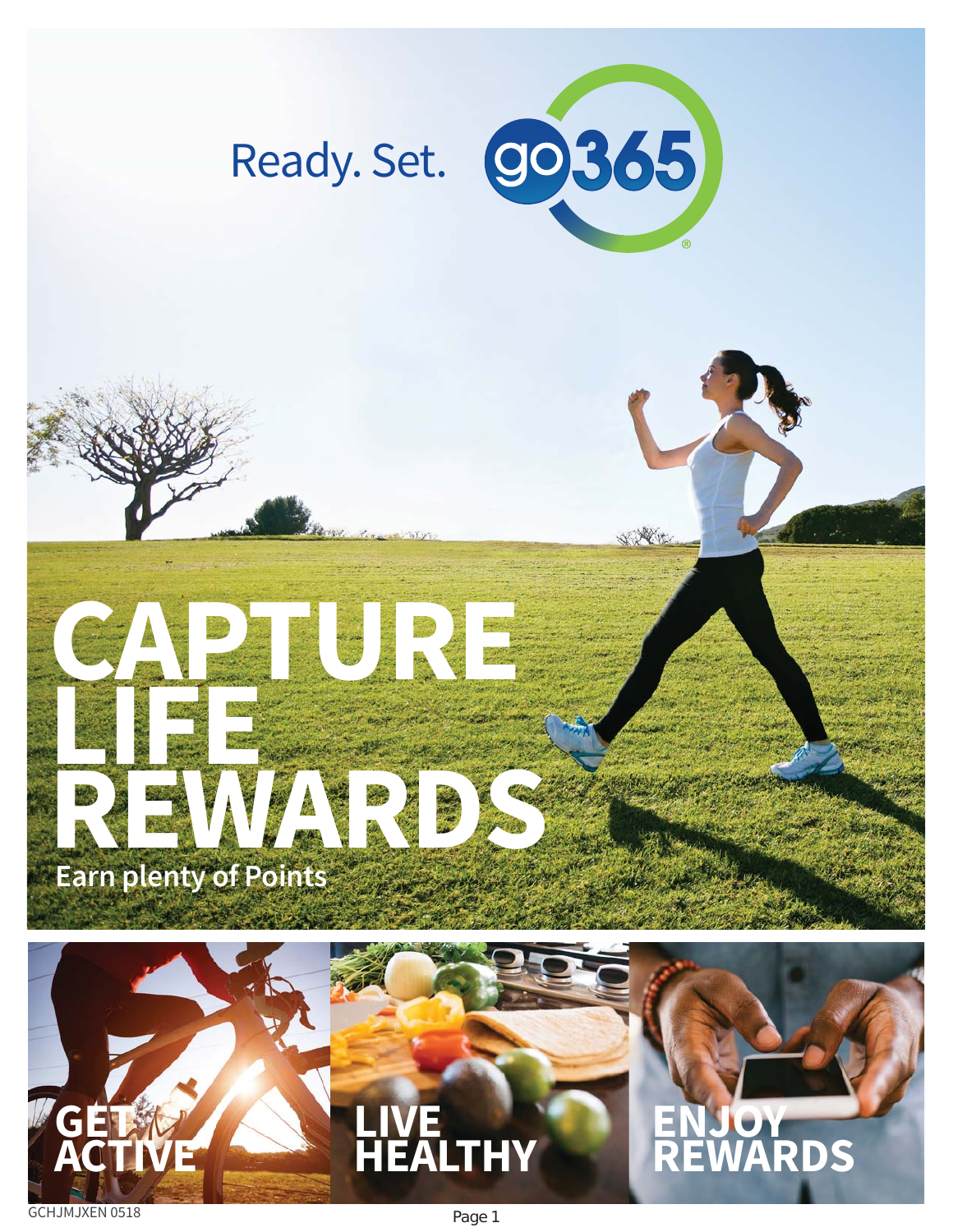Ready. Set. go365®

# CAPTURE LIFE REWARDS

**Earn plenty of Points**

## GET ACTIVE

## LIVE HEALTHY

## ENJOY REWARDS

GCHJMJXEN 0518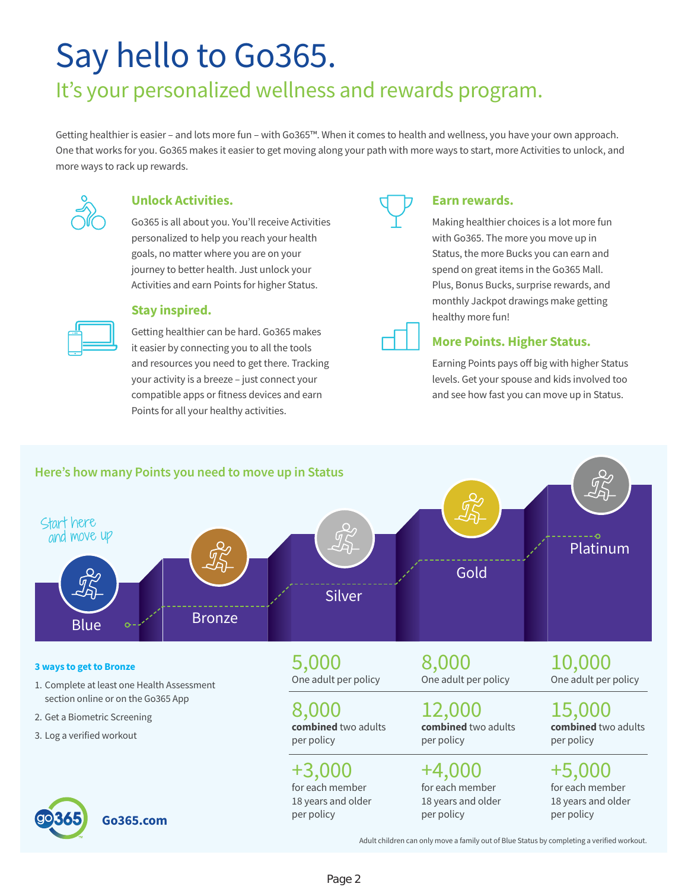# Say hello to Go365.

## It's your personalized wellness and rewards program.

Getting healthier is easier – and lots more fun – with Go365™. When it comes to health and wellness, you have your own approach. One that works for you. Go365 makes it easier to get moving along your path with more ways to start, more Activities to unlock, and more ways to rack up rewards.

### Unlock Activities.

Go365 is all about you. You'll receive Activities personalized to help you reach your health goals, no matter where you are on your journey to better health. Just unlock your Activities and earn Points for higher Status.

### Stay inspired.

Getting healthier can be hard. Go365 makes it easier by connecting you to all the tools and resources you need to get there. Tracking your activity is a breeze – just connect your compatible apps or fitness devices and earn Points for all your healthy activities.

### Earn rewards.

Making healthier choices is a lot more fun with Go365. The more you move up in Status, the more Bucks you can earn and spend on great items in the Go365 Mall. Plus, Bonus Bucks, surprise rewards, and monthly Jackpot drawings make getting healthy more fun!

### More Points. Higher Status.

Earning Points pays off big with higher Status levels. Get your spouse and kids involved too and see how fast you can move up in Status.

### Here's how many Points you need to move up in Status

Start here and move up

Blue → Bronze → Silver → Gold → Platinum

**3 ways to get to Bronze**

1. Complete at least one Health Assessment section online or on the Go365 App
2. Get a Biometric Screening
3. Log a verified workout

| Silver | Gold | Platinum |
|---|---|---|
| 5,000 One adult per policy | 8,000 One adult per policy | 10,000 One adult per policy |
| 8,000 **combined** two adults per policy | 12,000 **combined** two adults per policy | 15,000 **combined** two adults per policy |
| +3,000 for each member 18 years and older per policy | +4,000 for each member 18 years and older per policy | +5,000 for each member 18 years and older per policy |

Adult children can only move a family out of Blue Status by completing a verified workout.

Go365.com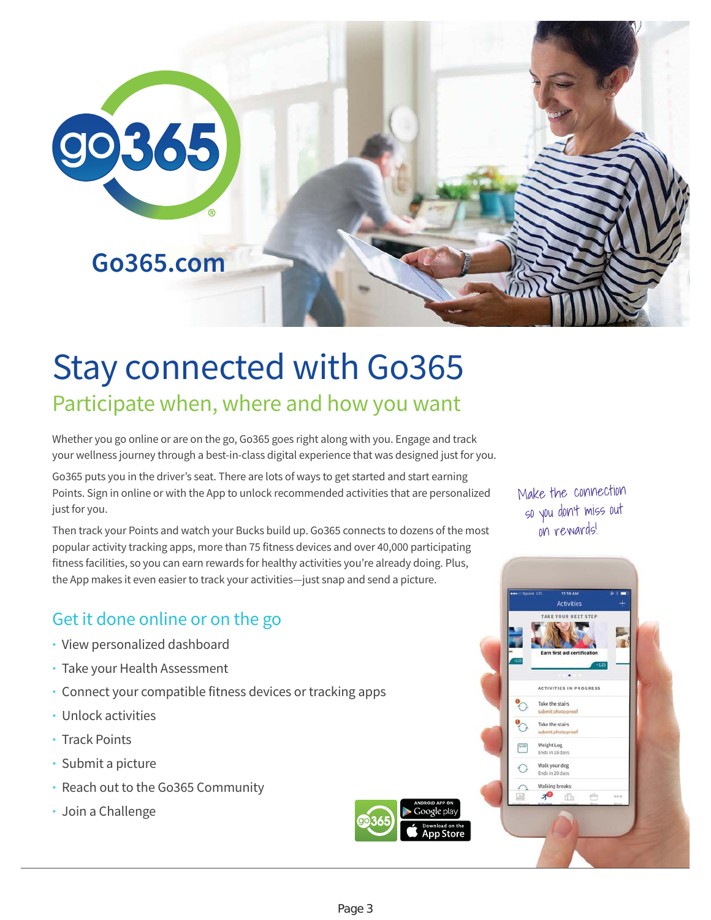Go365.com

# Stay connected with Go365

## Participate when, where and how you want

Whether you go online or are on the go, Go365 goes right along with you. Engage and track your wellness journey through a best-in-class digital experience that was designed just for you.

Go365 puts you in the driver's seat. There are lots of ways to get started and start earning Points. Sign in online or with the App to unlock recommended activities that are personalized just for you.

Then track your Points and watch your Bucks build up. Go365 connects to dozens of the most popular activity tracking apps, more than 75 fitness devices and over 40,000 participating fitness facilities, so you can earn rewards for healthy activities you're already doing. Plus, the App makes it even easier to track your activities—just snap and send a picture.

Make the connection so you don't miss out on rewards!

### Get it done online or on the go

- View personalized dashboard
- Take your Health Assessment
- Connect your compatible fitness devices or tracking apps
- Unlock activities
- Track Points
- Submit a picture
- Reach out to the Go365 Community
- Join a Challenge